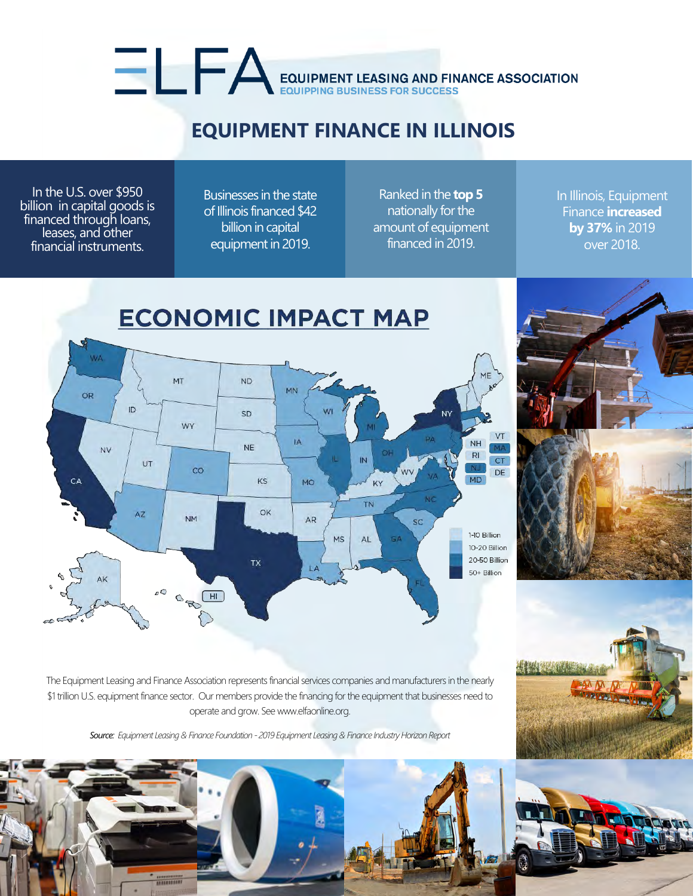# ELFA

**EQUIPMENT LEASING AND FINANCE ASSOCIATION**
EQUIPPING BUSINESS FOR SUCCESS

## EQUIPMENT FINANCE IN ILLINOIS

In the U.S. over $950 billion in capital goods is financed through loans, leases, and other financial instruments.

Businesses in the state of Illinois financed $42 billion in capital equipment in 2019.

Ranked in the **top 5** nationally for the amount of equipment financed in 2019.

In Illinois, Equipment Finance **increased by 37%** in 2019 over 2018.

## ECONOMIC IMPACT MAP

- 1-10 Billion
- 10-20 Billion
- 20-50 Billion
- 50+ Billion

The Equipment Leasing and Finance Association represents financial services companies and manufacturers in the nearly $1 trillion U.S. equipment finance sector. Our members provide the financing for the equipment that businesses need to operate and grow. See www.elfaonline.org.

*Source: Equipment Leasing & Finance Foundation - 2019 Equipment Leasing & Finance Industry Horizon Report*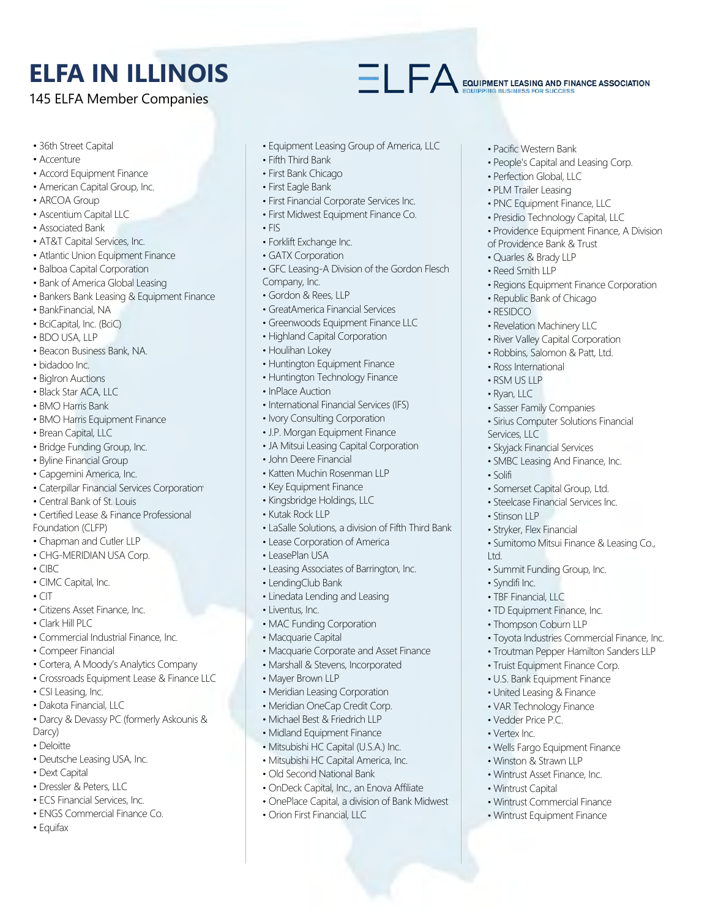# ELFA IN ILLINOIS

145 ELFA Member Companies

ELFA EQUIPMENT LEASING AND FINANCE ASSOCIATION
EQUIPPING BUSINESS FOR SUCCESS

- 36th Street Capital
- Accenture
- Accord Equipment Finance
- American Capital Group, Inc.
- ARCOA Group
- Ascentium Capital LLC
- Associated Bank
- AT&T Capital Services, Inc.
- Atlantic Union Equipment Finance
- Balboa Capital Corporation
- Bank of America Global Leasing
- Bankers Bank Leasing & Equipment Finance
- BankFinancial, NA
- BciCapital, Inc. (BciC)
- BDO USA, LLP
- Beacon Business Bank, NA.
- bidadoo Inc.
- BigIron Auctions
- Black Star ACA, LLC
- BMO Harris Bank
- BMO Harris Equipment Finance
- Brean Capital, LLC
- Bridge Funding Group, Inc.
- Byline Financial Group
- Capgemini America, Inc.
- Caterpillar Financial Services Corporation
- Central Bank of St. Louis
- Certified Lease & Finance Professional Foundation (CLFP)
- Chapman and Cutler LLP
- CHG-MERIDIAN USA Corp.
- CIBC
- CIMC Capital, Inc.
- CIT
- Citizens Asset Finance, Inc.
- Clark Hill PLC
- Commercial Industrial Finance, Inc.
- Compeer Financial
- Cortera, A Moody's Analytics Company
- Crossroads Equipment Lease & Finance LLC
- CSI Leasing, Inc.
- Dakota Financial, LLC
- Darcy & Devassy PC (formerly Askounis & Darcy)
- Deloitte
- Deutsche Leasing USA, Inc.
- Dext Capital
- Dressler & Peters, LLC
- ECS Financial Services, Inc.
- ENGS Commercial Finance Co.
- Equifax
- Equipment Leasing Group of America, LLC
- Fifth Third Bank
- First Bank Chicago
- First Eagle Bank
- First Financial Corporate Services Inc.
- First Midwest Equipment Finance Co.
- FIS
- Forklift Exchange Inc.
- GATX Corporation
- GFC Leasing-A Division of the Gordon Flesch Company, Inc.
- Gordon & Rees, LLP
- GreatAmerica Financial Services
- Greenwoods Equipment Finance LLC
- Highland Capital Corporation
- Houlihan Lokey
- Huntington Equipment Finance
- Huntington Technology Finance
- InPlace Auction
- International Financial Services (IFS)
- Ivory Consulting Corporation
- J.P. Morgan Equipment Finance
- JA Mitsui Leasing Capital Corporation
- John Deere Financial
- Katten Muchin Rosenman LLP
- Key Equipment Finance
- Kingsbridge Holdings, LLC
- Kutak Rock LLP
- LaSalle Solutions, a division of Fifth Third Bank
- Lease Corporation of America
- LeasePlan USA
- Leasing Associates of Barrington, Inc.
- LendingClub Bank
- Linedata Lending and Leasing
- Liventus, Inc.
- MAC Funding Corporation
- Macquarie Capital
- Macquarie Corporate and Asset Finance
- Marshall & Stevens, Incorporated
- Mayer Brown LLP
- Meridian Leasing Corporation
- Meridian OneCap Credit Corp.
- Michael Best & Friedrich LLP
- Midland Equipment Finance
- Mitsubishi HC Capital (U.S.A.) Inc.
- Mitsubishi HC Capital America, Inc.
- Old Second National Bank
- OnDeck Capital, Inc., an Enova Affiliate
- OnePlace Capital, a division of Bank Midwest
- Orion First Financial, LLC
- Pacific Western Bank
- People's Capital and Leasing Corp.
- Perfection Global, LLC
- PLM Trailer Leasing
- PNC Equipment Finance, LLC
- Presidio Technology Capital, LLC
- Providence Equipment Finance, A Division of Providence Bank & Trust
- Quarles & Brady LLP
- Reed Smith LLP
- Regions Equipment Finance Corporation
- Republic Bank of Chicago
- RESIDCO
- Revelation Machinery LLC
- River Valley Capital Corporation
- Robbins, Salomon & Patt, Ltd.
- Ross International
- RSM US LLP
- Ryan, LLC
- Sasser Family Companies
- Sirius Computer Solutions Financial Services, LLC
- Skyjack Financial Services
- SMBC Leasing And Finance, Inc.
- Solifi
- Somerset Capital Group, Ltd.
- Steelcase Financial Services Inc.
- Stinson LLP
- Stryker, Flex Financial
- Sumitomo Mitsui Finance & Leasing Co., Ltd.
- Summit Funding Group, Inc.
- Syndifi Inc.
- TBF Financial, LLC
- TD Equipment Finance, Inc.
- Thompson Coburn LLP
- Toyota Industries Commercial Finance, Inc.
- Troutman Pepper Hamilton Sanders LLP
- Truist Equipment Finance Corp.
- U.S. Bank Equipment Finance
- United Leasing & Finance
- VAR Technology Finance
- Vedder Price P.C.
- Vertex Inc.
- Wells Fargo Equipment Finance
- Winston & Strawn LLP
- Wintrust Asset Finance, Inc.
- Wintrust Capital
- Wintrust Commercial Finance
- Wintrust Equipment Finance